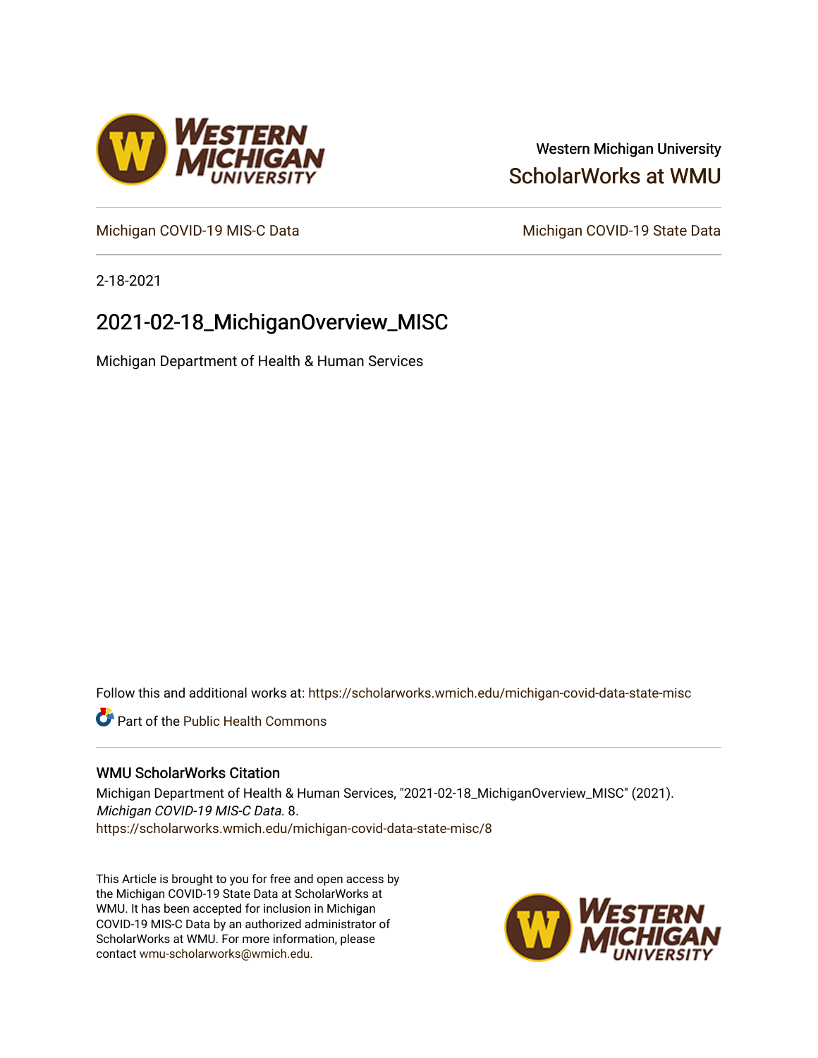Western Michigan University

ScholarWorks at WMU

Michigan COVID-19 MIS-C Data

Michigan COVID-19 State Data

2-18-2021

# 2021-02-18_MichiganOverview_MISC

Michigan Department of Health & Human Services

Follow this and additional works at: https://scholarworks.wmich.edu/michigan-covid-data-state-misc

Part of the Public Health Commons

## WMU ScholarWorks Citation

Michigan Department of Health & Human Services, "2021-02-18_MichiganOverview_MISC" (2021). *Michigan COVID-19 MIS-C Data*. 8.
https://scholarworks.wmich.edu/michigan-covid-data-state-misc/8

This Article is brought to you for free and open access by the Michigan COVID-19 State Data at ScholarWorks at WMU. It has been accepted for inclusion in Michigan COVID-19 MIS-C Data by an authorized administrator of ScholarWorks at WMU. For more information, please contact wmu-scholarworks@wmich.edu.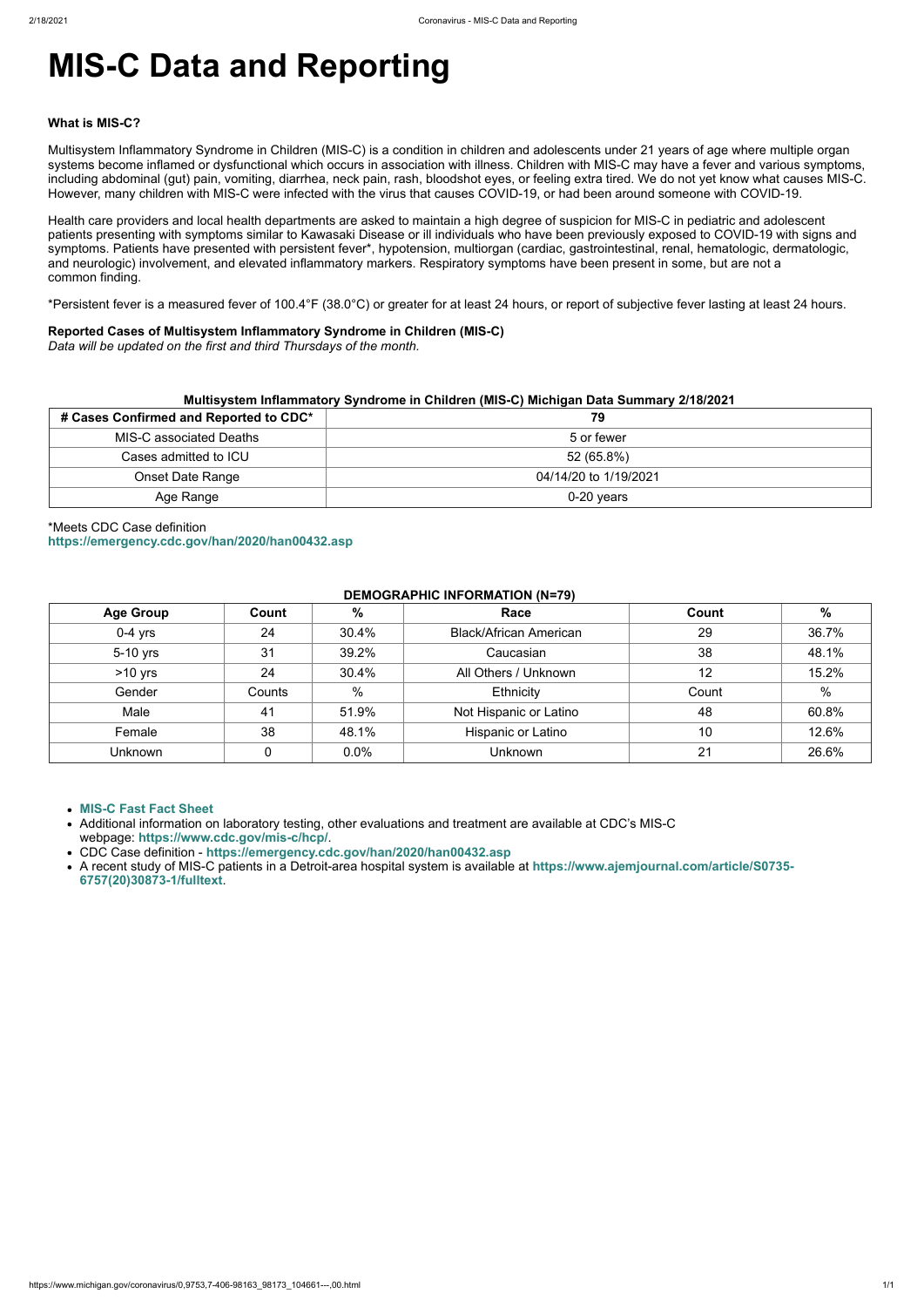# MIS-C Data and Reporting

**What is MIS-C?**

Multisystem Inflammatory Syndrome in Children (MIS-C) is a condition in children and adolescents under 21 years of age where multiple organ systems become inflamed or dysfunctional which occurs in association with illness. Children with MIS-C may have a fever and various symptoms, including abdominal (gut) pain, vomiting, diarrhea, neck pain, rash, bloodshot eyes, or feeling extra tired. We do not yet know what causes MIS-C. However, many children with MIS-C were infected with the virus that causes COVID-19, or had been around someone with COVID-19.

Health care providers and local health departments are asked to maintain a high degree of suspicion for MIS-C in pediatric and adolescent patients presenting with symptoms similar to Kawasaki Disease or ill individuals who have been previously exposed to COVID-19 with signs and symptoms. Patients have presented with persistent fever*, hypotension, multiorgan (cardiac, gastrointestinal, renal, hematologic, dermatologic, and neurologic) involvement, and elevated inflammatory markers. Respiratory symptoms have been present in some, but are not a common finding.

*Persistent fever is a measured fever of 100.4°F (38.0°C) or greater for at least 24 hours, or report of subjective fever lasting at least 24 hours.

**Reported Cases of Multisystem Inflammatory Syndrome in Children (MIS-C)**
*Data will be updated on the first and third Thursdays of the month.*

**Multisystem Inflammatory Syndrome in Children (MIS-C) Michigan Data Summary 2/18/2021**

| # Cases Confirmed and Reported to CDC* | 79 |
|---|---|
| MIS-C associated Deaths | 5 or fewer |
| Cases admitted to ICU | 52 (65.8%) |
| Onset Date Range | 04/14/20 to 1/19/2021 |
| Age Range | 0-20 years |

*Meets CDC Case definition
**https://emergency.cdc.gov/han/2020/han00432.asp**

**DEMOGRAPHIC INFORMATION (N=79)**

| Age Group | Count | % | Race | Count | % |
|---|---|---|---|---|---|
| 0-4 yrs | 24 | 30.4% | Black/African American | 29 | 36.7% |
| 5-10 yrs | 31 | 39.2% | Caucasian | 38 | 48.1% |
| >10 yrs | 24 | 30.4% | All Others / Unknown | 12 | 15.2% |
| Gender | Counts | % | Ethnicity | Count | % |
| Male | 41 | 51.9% | Not Hispanic or Latino | 48 | 60.8% |
| Female | 38 | 48.1% | Hispanic or Latino | 10 | 12.6% |
| Unknown | 0 | 0.0% | Unknown | 21 | 26.6% |

- **MIS-C Fast Fact Sheet**
- Additional information on laboratory testing, other evaluations and treatment are available at CDC's MIS-C webpage: **https://www.cdc.gov/mis-c/hcp/**.
- CDC Case definition - **https://emergency.cdc.gov/han/2020/han00432.asp**
- A recent study of MIS-C patients in a Detroit-area hospital system is available at **https://www.ajemjournal.com/article/S0735-6757(20)30873-1/fulltext**.